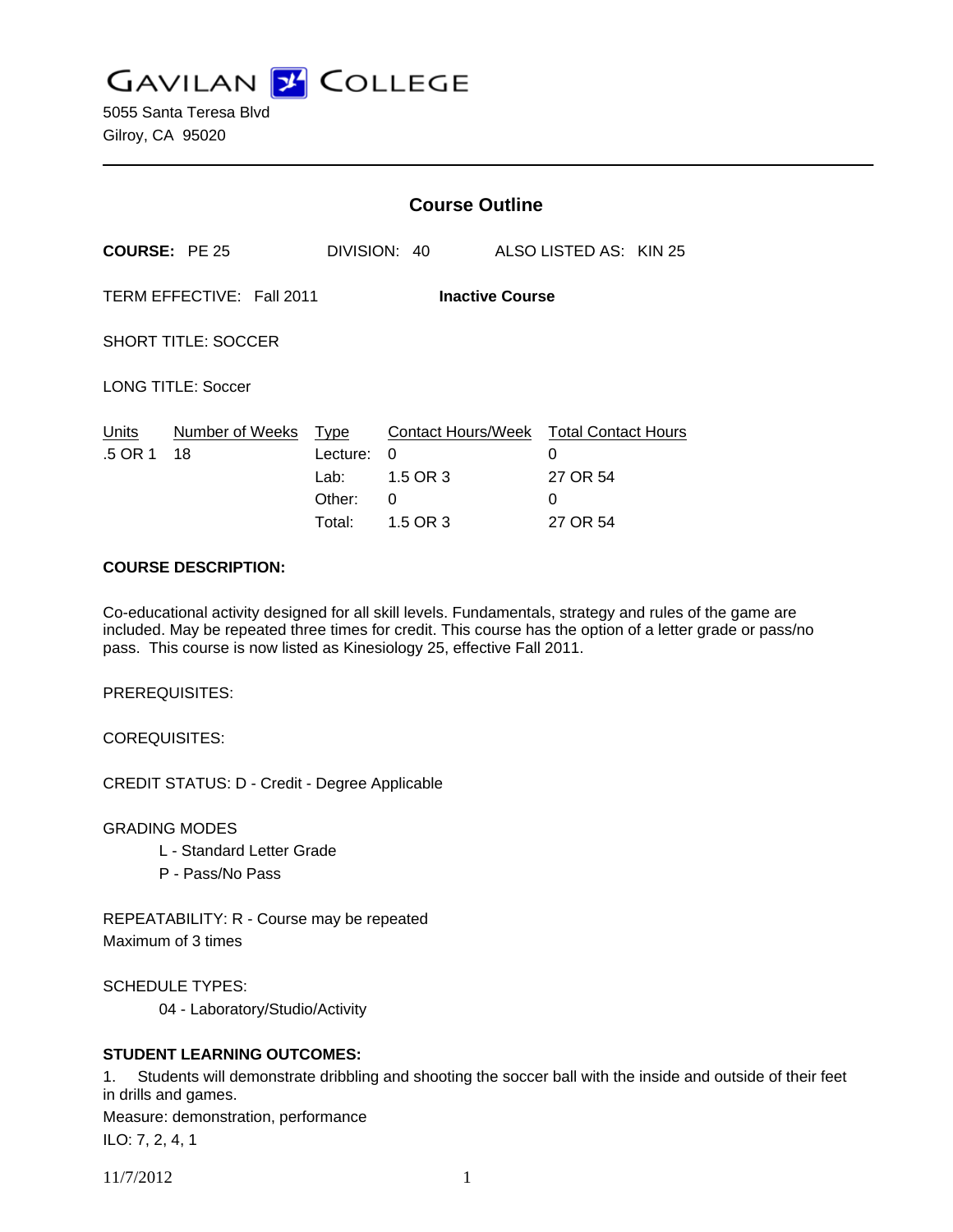# GAVILAN COLLEGE

5055 Santa Teresa Blvd
Gilroy, CA 95020

---

## Course Outline

**COURSE:** PE 25 DIVISION: 40 ALSO LISTED AS: KIN 25

TERM EFFECTIVE: Fall 2011 **Inactive Course**

SHORT TITLE: SOCCER

LONG TITLE: Soccer

| Units | Number of Weeks | Type | Contact Hours/Week | Total Contact Hours |
|---|---|---|---|---|
| .5 OR 1 | 18 | Lecture: | 0 | 0 |
| | | Lab: | 1.5 OR 3 | 27 OR 54 |
| | | Other: | 0 | 0 |
| | | Total: | 1.5 OR 3 | 27 OR 54 |

**COURSE DESCRIPTION:**

Co-educational activity designed for all skill levels. Fundamentals, strategy and rules of the game are included. May be repeated three times for credit. This course has the option of a letter grade or pass/no pass. This course is now listed as Kinesiology 25, effective Fall 2011.

PREREQUISITES:

COREQUISITES:

CREDIT STATUS: D - Credit - Degree Applicable

GRADING MODES
- L - Standard Letter Grade
- P - Pass/No Pass

REPEATABILITY: R - Course may be repeated
Maximum of 3 times

SCHEDULE TYPES:
- 04 - Laboratory/Studio/Activity

**STUDENT LEARNING OUTCOMES:**

1. Students will demonstrate dribbling and shooting the soccer ball with the inside and outside of their feet in drills and games.

Measure: demonstration, performance

ILO: 7, 2, 4, 1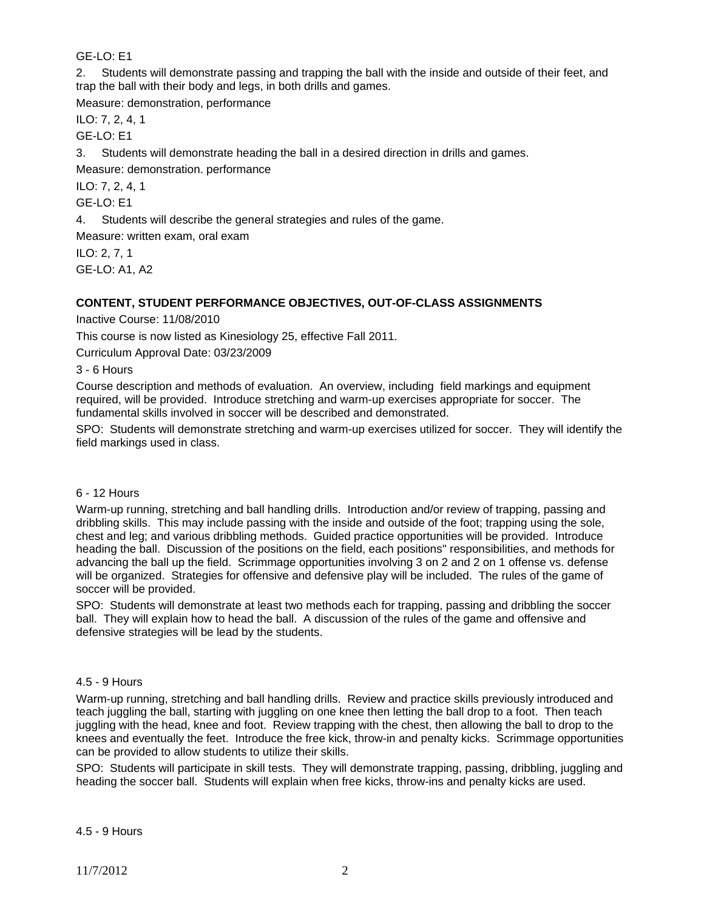GE-LO: E1

2. Students will demonstrate passing and trapping the ball with the inside and outside of their feet, and trap the ball with their body and legs, in both drills and games.

Measure: demonstration, performance

ILO: 7, 2, 4, 1

GE-LO: E1

3. Students will demonstrate heading the ball in a desired direction in drills and games.

Measure: demonstration. performance

ILO: 7, 2, 4, 1

GE-LO: E1

4. Students will describe the general strategies and rules of the game.

Measure: written exam, oral exam

ILO: 2, 7, 1

GE-LO: A1, A2

**CONTENT, STUDENT PERFORMANCE OBJECTIVES, OUT-OF-CLASS ASSIGNMENTS**

Inactive Course: 11/08/2010

This course is now listed as Kinesiology 25, effective Fall 2011.

Curriculum Approval Date: 03/23/2009

3 - 6 Hours

Course description and methods of evaluation. An overview, including field markings and equipment required, will be provided. Introduce stretching and warm-up exercises appropriate for soccer. The fundamental skills involved in soccer will be described and demonstrated.

SPO: Students will demonstrate stretching and warm-up exercises utilized for soccer. They will identify the field markings used in class.

6 - 12 Hours

Warm-up running, stretching and ball handling drills. Introduction and/or review of trapping, passing and dribbling skills. This may include passing with the inside and outside of the foot; trapping using the sole, chest and leg; and various dribbling methods. Guided practice opportunities will be provided. Introduce heading the ball. Discussion of the positions on the field, each positions" responsibilities, and methods for advancing the ball up the field. Scrimmage opportunities involving 3 on 2 and 2 on 1 offense vs. defense will be organized. Strategies for offensive and defensive play will be included. The rules of the game of soccer will be provided.

SPO: Students will demonstrate at least two methods each for trapping, passing and dribbling the soccer ball. They will explain how to head the ball. A discussion of the rules of the game and offensive and defensive strategies will be lead by the students.

4.5 - 9 Hours

Warm-up running, stretching and ball handling drills. Review and practice skills previously introduced and teach juggling the ball, starting with juggling on one knee then letting the ball drop to a foot. Then teach juggling with the head, knee and foot. Review trapping with the chest, then allowing the ball to drop to the knees and eventually the feet. Introduce the free kick, throw-in and penalty kicks. Scrimmage opportunities can be provided to allow students to utilize their skills.

SPO: Students will participate in skill tests. They will demonstrate trapping, passing, dribbling, juggling and heading the soccer ball. Students will explain when free kicks, throw-ins and penalty kicks are used.

4.5 - 9 Hours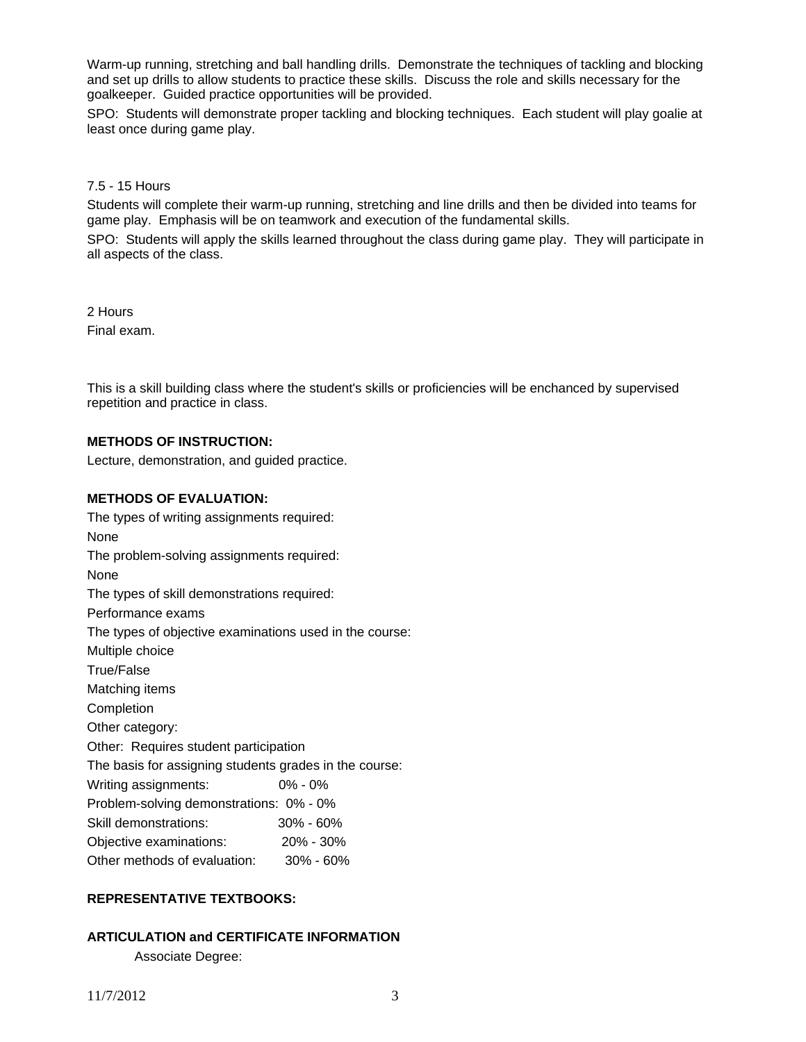Warm-up running, stretching and ball handling drills. Demonstrate the techniques of tackling and blocking and set up drills to allow students to practice these skills. Discuss the role and skills necessary for the goalkeeper. Guided practice opportunities will be provided.

SPO: Students will demonstrate proper tackling and blocking techniques. Each student will play goalie at least once during game play.

7.5 - 15 Hours

Students will complete their warm-up running, stretching and line drills and then be divided into teams for game play. Emphasis will be on teamwork and execution of the fundamental skills.

SPO: Students will apply the skills learned throughout the class during game play. They will participate in all aspects of the class.

2 Hours

Final exam.

This is a skill building class where the student's skills or proficiencies will be enchanced by supervised repetition and practice in class.

**METHODS OF INSTRUCTION:**

Lecture, demonstration, and guided practice.

**METHODS OF EVALUATION:**

The types of writing assignments required:

None

The problem-solving assignments required:

None

The types of skill demonstrations required:

Performance exams

The types of objective examinations used in the course:

Multiple choice

True/False

Matching items

Completion

Other category:

Other: Requires student participation

The basis for assigning students grades in the course:

| | |
|---|---|
| Writing assignments: | 0% - 0% |
| Problem-solving demonstrations: | 0% - 0% |
| Skill demonstrations: | 30% - 60% |
| Objective examinations: | 20% - 30% |
| Other methods of evaluation: | 30% - 60% |

**REPRESENTATIVE TEXTBOOKS:**

**ARTICULATION and CERTIFICATE INFORMATION**

Associate Degree: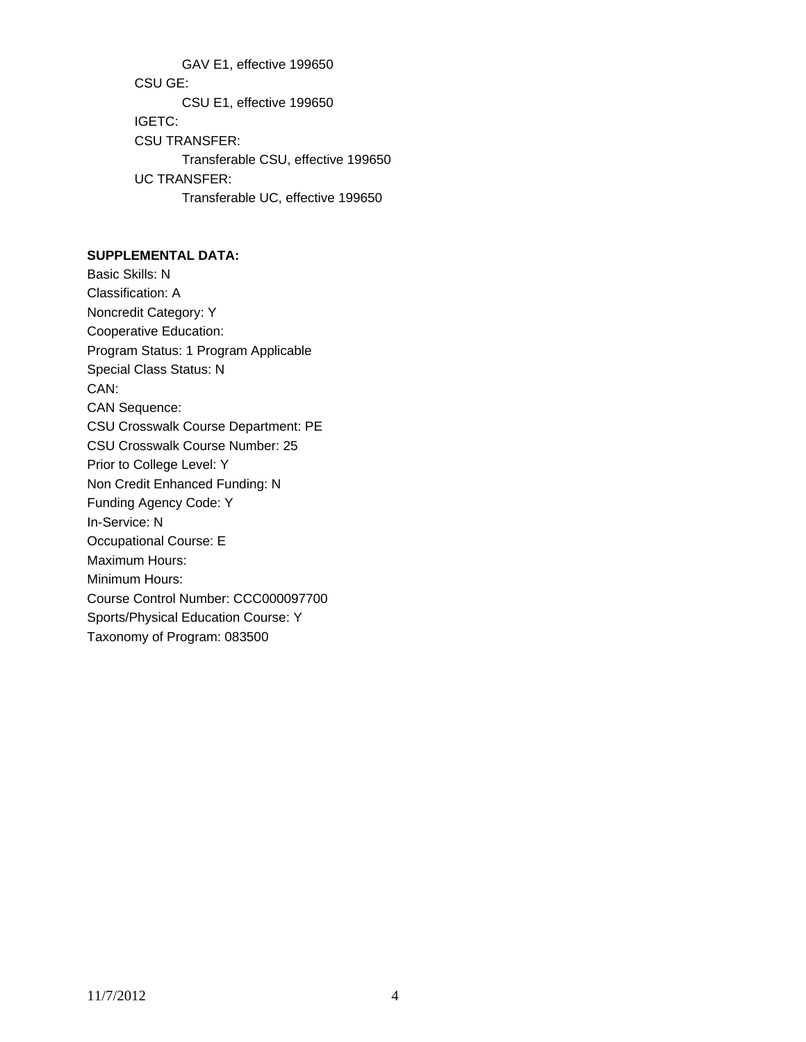GAV E1, effective 199650

CSU GE:

CSU E1, effective 199650

IGETC:

CSU TRANSFER:

Transferable CSU, effective 199650

UC TRANSFER:

Transferable UC, effective 199650

**SUPPLEMENTAL DATA:**

Basic Skills: N

Classification: A

Noncredit Category: Y

Cooperative Education:

Program Status: 1 Program Applicable

Special Class Status: N

CAN:

CAN Sequence:

CSU Crosswalk Course Department: PE

CSU Crosswalk Course Number: 25

Prior to College Level: Y

Non Credit Enhanced Funding: N

Funding Agency Code: Y

In-Service: N

Occupational Course: E

Maximum Hours:

Minimum Hours:

Course Control Number: CCC000097700

Sports/Physical Education Course: Y

Taxonomy of Program: 083500